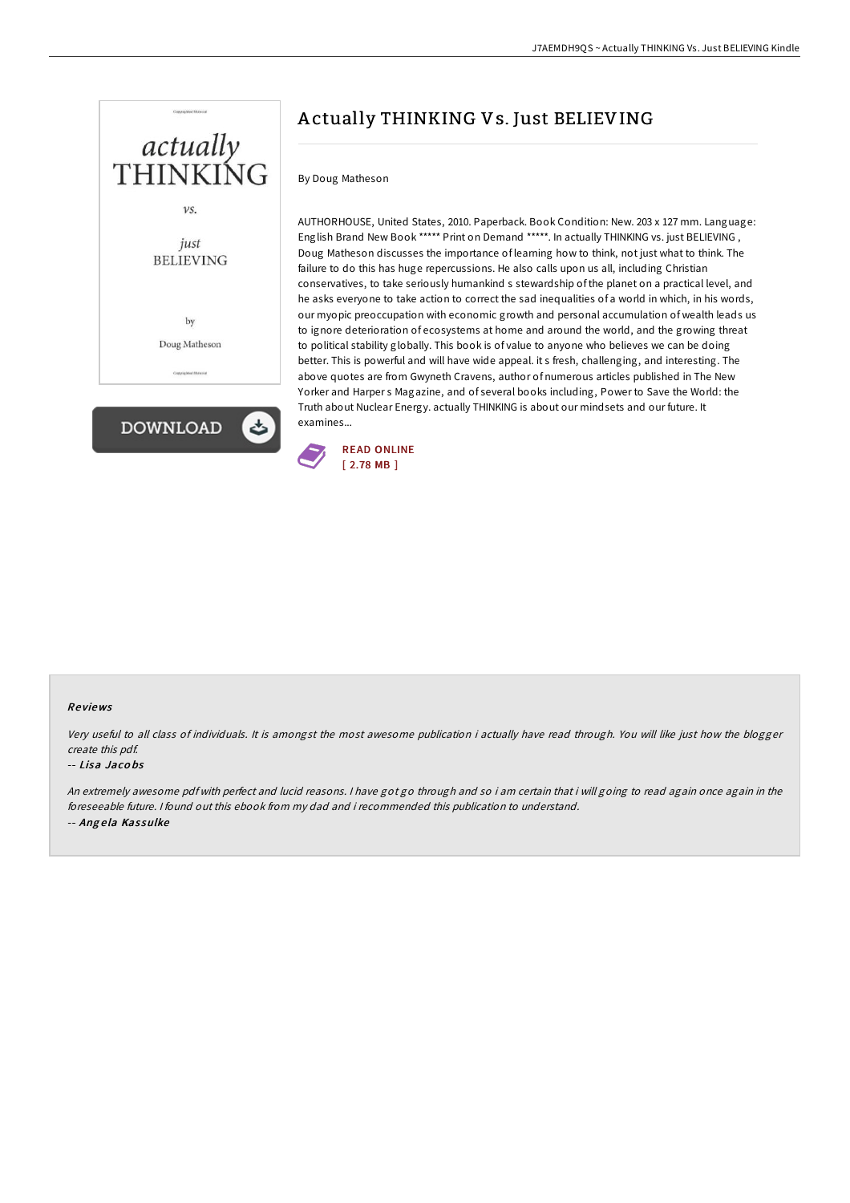# Actually THINKING Vs. Just BELIEVING

By Doug Matheson

AUTHORHOUSE, United States, 2010. Paperback. Book Condition: New. 203 x 127 mm. Language: English Brand New Book ***** Print on Demand *****. In actually THINKING vs. just BELIEVING , Doug Matheson discusses the importance of learning how to think, not just what to think. The failure to do this has huge repercussions. He also calls upon us all, including Christian conservatives, to take seriously humankind s stewardship of the planet on a practical level, and he asks everyone to take action to correct the sad inequalities of a world in which, in his words, our myopic preoccupation with economic growth and personal accumulation of wealth leads us to ignore deterioration of ecosystems at home and around the world, and the growing threat to political stability globally. This book is of value to anyone who believes we can be doing better. This is powerful and will have wide appeal. it s fresh, challenging, and interesting. The above quotes are from Gwyneth Cravens, author of numerous articles published in The New Yorker and Harper s Magazine, and of several books including, Power to Save the World: the Truth about Nuclear Energy. actually THINKING is about our mindsets and our future. It examines...

READ ONLINE
[ 2.78 MB ]

DOWNLOAD

## Reviews

*Very useful to all class of individuals. It is amongst the most awesome publication i actually have read through. You will like just how the blogger create this pdf.*

-- *Lisa Jacobs*

*An extremely awesome pdf with perfect and lucid reasons. I have got go through and so i am certain that i will going to read again once again in the foreseeable future. I found out this ebook from my dad and i recommended this publication to understand.*

-- *Angela Kassulke*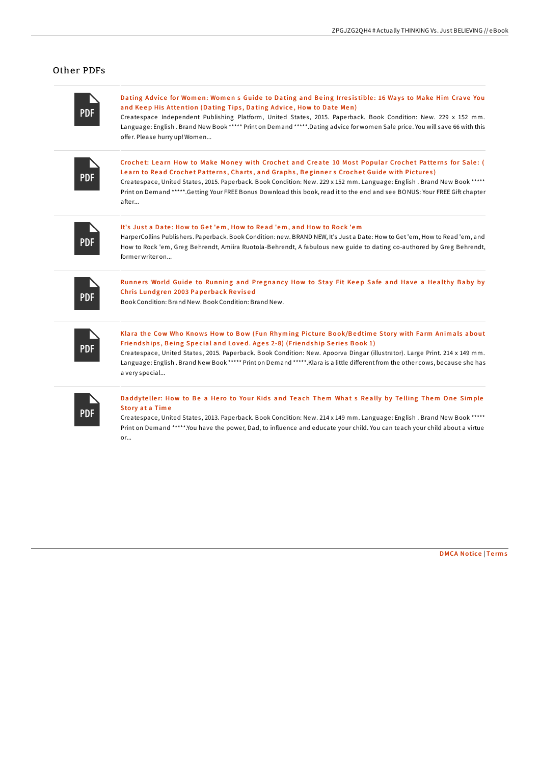## Other PDFs

**Dating Advice for Women: Women s Guide to Dating and Being Irresistible: 16 Ways to Make Him Crave You and Keep His Attention (Dating Tips, Dating Advice, How to Date Men)**

Createspace Independent Publishing Platform, United States, 2015. Paperback. Book Condition: New. 229 x 152 mm. Language: English . Brand New Book ***** Print on Demand *****.Dating advice for women Sale price. You will save 66 with this offer. Please hurry up! Women...

**Crochet: Learn How to Make Money with Crochet and Create 10 Most Popular Crochet Patterns for Sale: ( Learn to Read Crochet Patterns, Charts, and Graphs, Beginner s Crochet Guide with Pictures)**

Createspace, United States, 2015. Paperback. Book Condition: New. 229 x 152 mm. Language: English . Brand New Book ***** Print on Demand *****.Getting Your FREE Bonus Download this book, read it to the end and see BONUS: Your FREE Gift chapter after...

**It's Just a Date: How to Get 'em, How to Read 'em, and How to Rock 'em**

HarperCollins Publishers. Paperback. Book Condition: new. BRAND NEW, It's Just a Date: How to Get 'em, How to Read 'em, and How to Rock 'em, Greg Behrendt, Amiira Ruotola-Behrendt, A fabulous new guide to dating co-authored by Greg Behrendt, former writer on...

**Runners World Guide to Running and Pregnancy How to Stay Fit Keep Safe and Have a Healthy Baby by Chris Lundgren 2003 Paperback Revised**

Book Condition: Brand New. Book Condition: Brand New.

**Klara the Cow Who Knows How to Bow (Fun Rhyming Picture Book/Bedtime Story with Farm Animals about Friendships, Being Special and Loved. Ages 2-8) (Friendship Series Book 1)**

Createspace, United States, 2015. Paperback. Book Condition: New. Apoorva Dingar (illustrator). Large Print. 214 x 149 mm. Language: English . Brand New Book ***** Print on Demand *****.Klara is a little different from the other cows, because she has a very special...

**Daddyteller: How to Be a Hero to Your Kids and Teach Them What s Really by Telling Them One Simple Story at a Time**

Createspace, United States, 2013. Paperback. Book Condition: New. 214 x 149 mm. Language: English . Brand New Book ***** Print on Demand *****.You have the power, Dad, to influence and educate your child. You can teach your child about a virtue or...